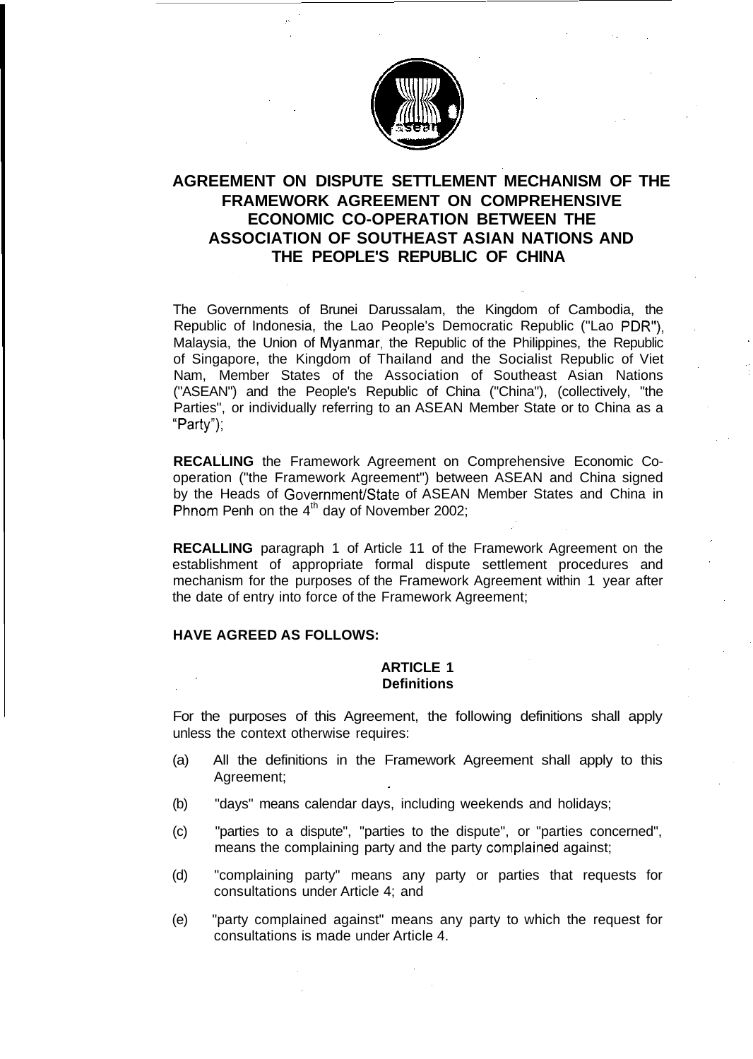# AGREEMENT ON DISPUTE SETTLEMENT MECHANISM OF THE FRAMEWORK AGREEMENT ON COMPREHENSIVE ECONOMIC CO-OPERATION BETWEEN THE ASSOCIATION OF SOUTHEAST ASIAN NATIONS AND THE PEOPLE'S REPUBLIC OF CHINA

The Governments of Brunei Darussalam, the Kingdom of Cambodia, the Republic of Indonesia, the Lao People's Democratic Republic ("Lao PDR"), Malaysia, the Union of Myanmar, the Republic of the Philippines, the Republic of Singapore, the Kingdom of Thailand and the Socialist Republic of Viet Nam, Member States of the Association of Southeast Asian Nations ("ASEAN") and the People's Republic of China ("China"), (collectively, "the Parties", or individually referring to an ASEAN Member State or to China as a "Party");

**RECALLING** the Framework Agreement on Comprehensive Economic Co-operation ("the Framework Agreement") between ASEAN and China signed by the Heads of Government/State of ASEAN Member States and China in Phnom Penh on the 4th day of November 2002;

**RECALLING** paragraph 1 of Article 11 of the Framework Agreement on the establishment of appropriate formal dispute settlement procedures and mechanism for the purposes of the Framework Agreement within 1 year after the date of entry into force of the Framework Agreement;

**HAVE AGREED AS FOLLOWS:**

## ARTICLE 1
## Definitions

For the purposes of this Agreement, the following definitions shall apply unless the context otherwise requires:

(a) All the definitions in the Framework Agreement shall apply to this Agreement;

(b) "days" means calendar days, including weekends and holidays;

(c) "parties to a dispute", "parties to the dispute", or "parties concerned", means the complaining party and the party complained against;

(d) "complaining party" means any party or parties that requests for consultations under Article 4; and

(e) "party complained against" means any party to which the request for consultations is made under Article 4.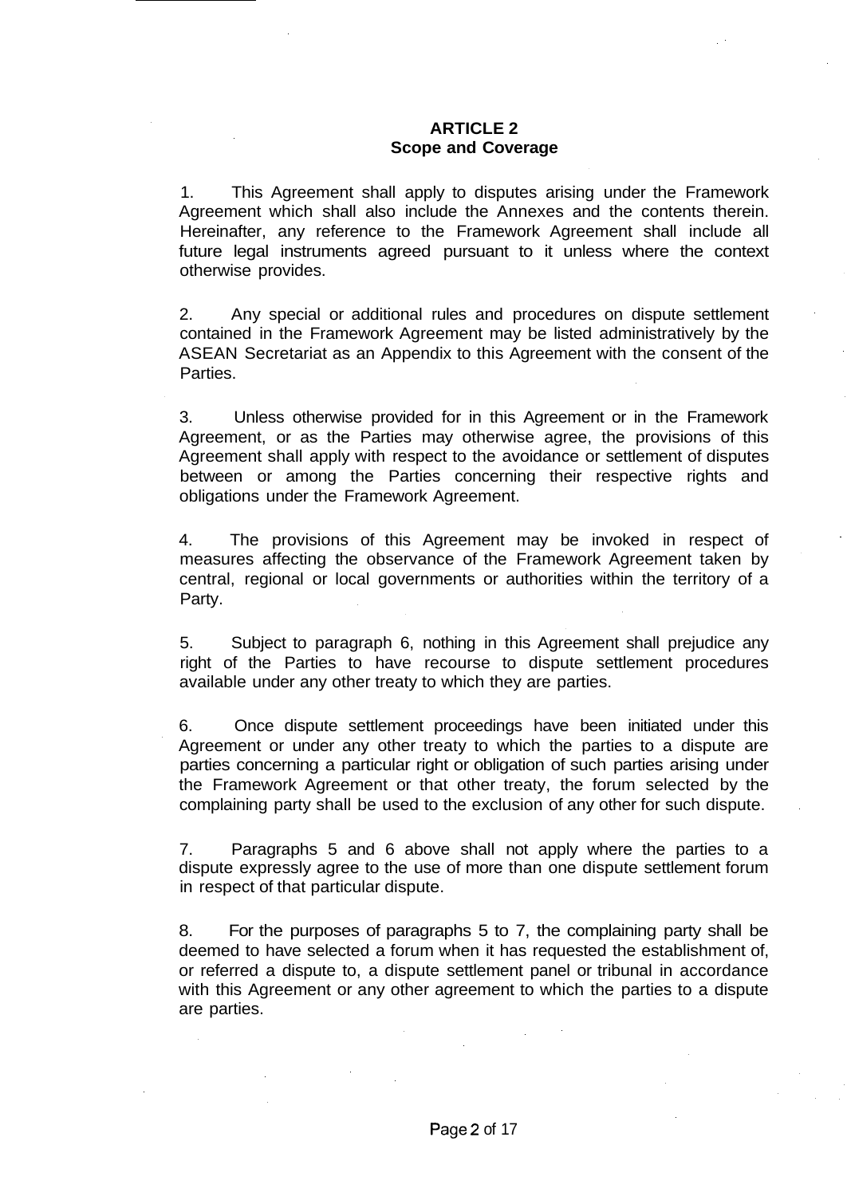## ARTICLE 2
## Scope and Coverage

1. This Agreement shall apply to disputes arising under the Framework Agreement which shall also include the Annexes and the contents therein. Hereinafter, any reference to the Framework Agreement shall include all future legal instruments agreed pursuant to it unless where the context otherwise provides.

2. Any special or additional rules and procedures on dispute settlement contained in the Framework Agreement may be listed administratively by the ASEAN Secretariat as an Appendix to this Agreement with the consent of the Parties.

3. Unless otherwise provided for in this Agreement or in the Framework Agreement, or as the Parties may otherwise agree, the provisions of this Agreement shall apply with respect to the avoidance or settlement of disputes between or among the Parties concerning their respective rights and obligations under the Framework Agreement.

4. The provisions of this Agreement may be invoked in respect of measures affecting the observance of the Framework Agreement taken by central, regional or local governments or authorities within the territory of a Party.

5. Subject to paragraph 6, nothing in this Agreement shall prejudice any right of the Parties to have recourse to dispute settlement procedures available under any other treaty to which they are parties.

6. Once dispute settlement proceedings have been initiated under this Agreement or under any other treaty to which the parties to a dispute are parties concerning a particular right or obligation of such parties arising under the Framework Agreement or that other treaty, the forum selected by the complaining party shall be used to the exclusion of any other for such dispute.

7. Paragraphs 5 and 6 above shall not apply where the parties to a dispute expressly agree to the use of more than one dispute settlement forum in respect of that particular dispute.

8. For the purposes of paragraphs 5 to 7, the complaining party shall be deemed to have selected a forum when it has requested the establishment of, or referred a dispute to, a dispute settlement panel or tribunal in accordance with this Agreement or any other agreement to which the parties to a dispute are parties.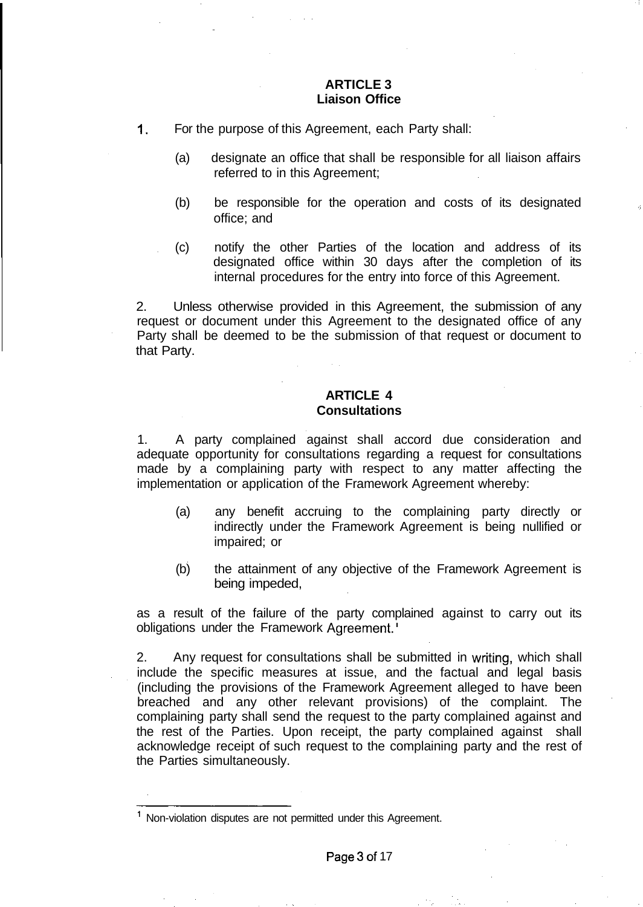## ARTICLE 3
## Liaison Office

1. For the purpose of this Agreement, each Party shall:

   (a) designate an office that shall be responsible for all liaison affairs referred to in this Agreement;

   (b) be responsible for the operation and costs of its designated office; and

   (c) notify the other Parties of the location and address of its designated office within 30 days after the completion of its internal procedures for the entry into force of this Agreement.

2. Unless otherwise provided in this Agreement, the submission of any request or document under this Agreement to the designated office of any Party shall be deemed to be the submission of that request or document to that Party.

## ARTICLE 4
## Consultations

1. A party complained against shall accord due consideration and adequate opportunity for consultations regarding a request for consultations made by a complaining party with respect to any matter affecting the implementation or application of the Framework Agreement whereby:

   (a) any benefit accruing to the complaining party directly or indirectly under the Framework Agreement is being nullified or impaired; or

   (b) the attainment of any objective of the Framework Agreement is being impeded,

as a result of the failure of the party complained against to carry out its obligations under the Framework Agreement.[1]

2. Any request for consultations shall be submitted in writing, which shall include the specific measures at issue, and the factual and legal basis (including the provisions of the Framework Agreement alleged to have been breached and any other relevant provisions) of the complaint. The complaining party shall send the request to the party complained against and the rest of the Parties. Upon receipt, the party complained against shall acknowledge receipt of such request to the complaining party and the rest of the Parties simultaneously.

---

[1] Non-violation disputes are not permitted under this Agreement.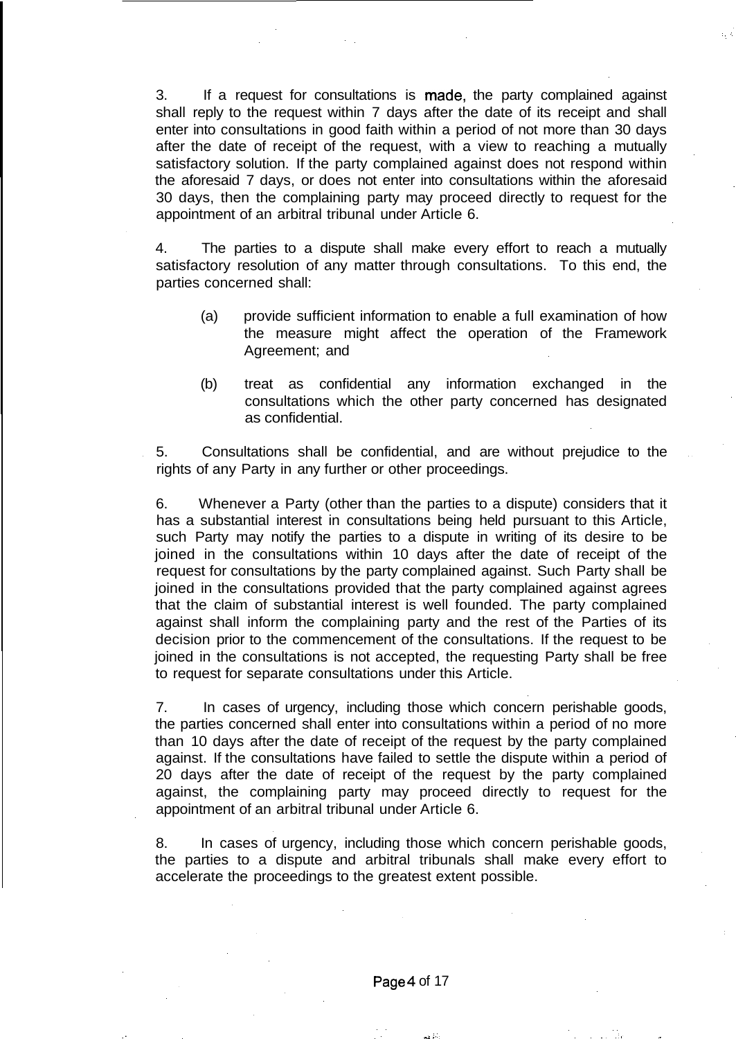3. If a request for consultations is made, the party complained against shall reply to the request within 7 days after the date of its receipt and shall enter into consultations in good faith within a period of not more than 30 days after the date of receipt of the request, with a view to reaching a mutually satisfactory solution. If the party complained against does not respond within the aforesaid 7 days, or does not enter into consultations within the aforesaid 30 days, then the complaining party may proceed directly to request for the appointment of an arbitral tribunal under Article 6.

4. The parties to a dispute shall make every effort to reach a mutually satisfactory resolution of any matter through consultations. To this end, the parties concerned shall:

(a) provide sufficient information to enable a full examination of how the measure might affect the operation of the Framework Agreement; and

(b) treat as confidential any information exchanged in the consultations which the other party concerned has designated as confidential.

5. Consultations shall be confidential, and are without prejudice to the rights of any Party in any further or other proceedings.

6. Whenever a Party (other than the parties to a dispute) considers that it has a substantial interest in consultations being held pursuant to this Article, such Party may notify the parties to a dispute in writing of its desire to be joined in the consultations within 10 days after the date of receipt of the request for consultations by the party complained against. Such Party shall be joined in the consultations provided that the party complained against agrees that the claim of substantial interest is well founded. The party complained against shall inform the complaining party and the rest of the Parties of its decision prior to the commencement of the consultations. If the request to be joined in the consultations is not accepted, the requesting Party shall be free to request for separate consultations under this Article.

7. In cases of urgency, including those which concern perishable goods, the parties concerned shall enter into consultations within a period of no more than 10 days after the date of receipt of the request by the party complained against. If the consultations have failed to settle the dispute within a period of 20 days after the date of receipt of the request by the party complained against, the complaining party may proceed directly to request for the appointment of an arbitral tribunal under Article 6.

8. In cases of urgency, including those which concern perishable goods, the parties to a dispute and arbitral tribunals shall make every effort to accelerate the proceedings to the greatest extent possible.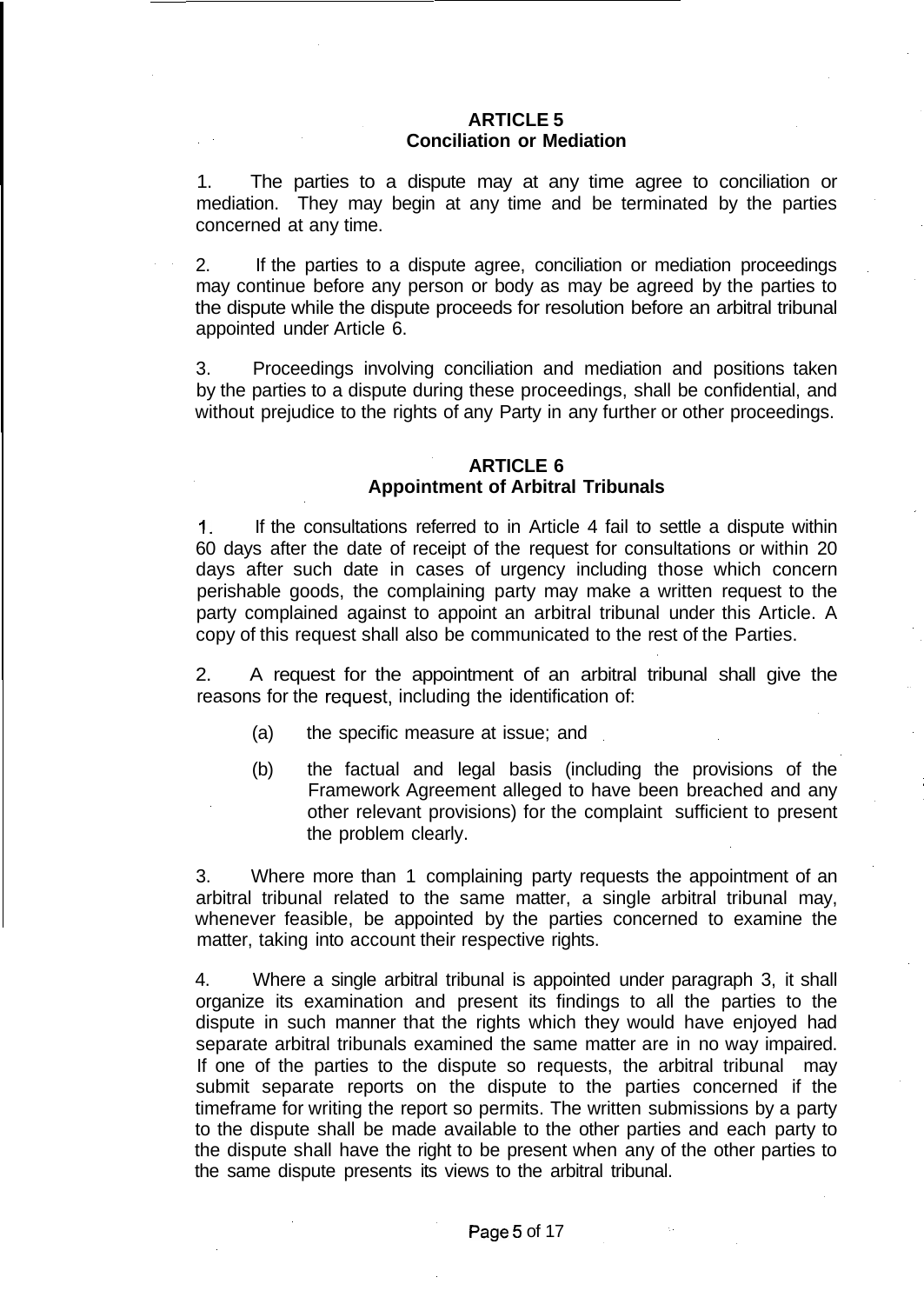## ARTICLE 5
## Conciliation or Mediation

1. The parties to a dispute may at any time agree to conciliation or mediation. They may begin at any time and be terminated by the parties concerned at any time.

2. If the parties to a dispute agree, conciliation or mediation proceedings may continue before any person or body as may be agreed by the parties to the dispute while the dispute proceeds for resolution before an arbitral tribunal appointed under Article 6.

3. Proceedings involving conciliation and mediation and positions taken by the parties to a dispute during these proceedings, shall be confidential, and without prejudice to the rights of any Party in any further or other proceedings.

## ARTICLE 6
## Appointment of Arbitral Tribunals

1. If the consultations referred to in Article 4 fail to settle a dispute within 60 days after the date of receipt of the request for consultations or within 20 days after such date in cases of urgency including those which concern perishable goods, the complaining party may make a written request to the party complained against to appoint an arbitral tribunal under this Article. A copy of this request shall also be communicated to the rest of the Parties.

2. A request for the appointment of an arbitral tribunal shall give the reasons for the request, including the identification of:

   (a) the specific measure at issue; and

   (b) the factual and legal basis (including the provisions of the Framework Agreement alleged to have been breached and any other relevant provisions) for the complaint sufficient to present the problem clearly.

3. Where more than 1 complaining party requests the appointment of an arbitral tribunal related to the same matter, a single arbitral tribunal may, whenever feasible, be appointed by the parties concerned to examine the matter, taking into account their respective rights.

4. Where a single arbitral tribunal is appointed under paragraph 3, it shall organize its examination and present its findings to all the parties to the dispute in such manner that the rights which they would have enjoyed had separate arbitral tribunals examined the same matter are in no way impaired. If one of the parties to the dispute so requests, the arbitral tribunal may submit separate reports on the dispute to the parties concerned if the timeframe for writing the report so permits. The written submissions by a party to the dispute shall be made available to the other parties and each party to the dispute shall have the right to be present when any of the other parties to the same dispute presents its views to the arbitral tribunal.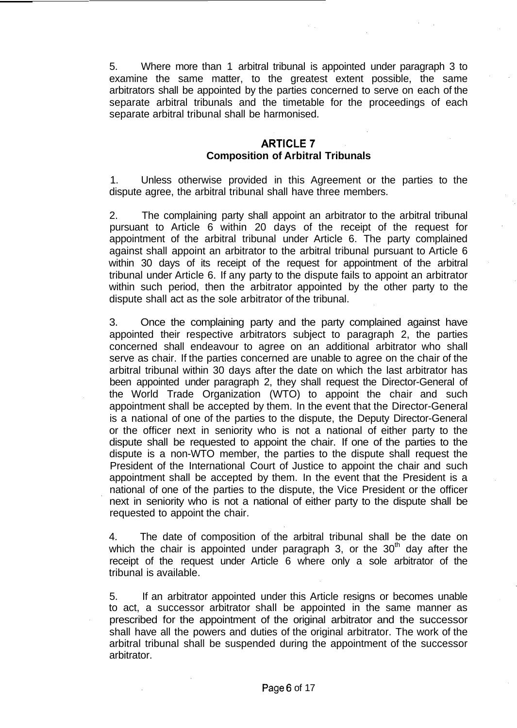5. Where more than 1 arbitral tribunal is appointed under paragraph 3 to examine the same matter, to the greatest extent possible, the same arbitrators shall be appointed by the parties concerned to serve on each of the separate arbitral tribunals and the timetable for the proceedings of each separate arbitral tribunal shall be harmonised.

## ARTICLE 7
### Composition of Arbitral Tribunals

1. Unless otherwise provided in this Agreement or the parties to the dispute agree, the arbitral tribunal shall have three members.

2. The complaining party shall appoint an arbitrator to the arbitral tribunal pursuant to Article 6 within 20 days of the receipt of the request for appointment of the arbitral tribunal under Article 6. The party complained against shall appoint an arbitrator to the arbitral tribunal pursuant to Article 6 within 30 days of its receipt of the request for appointment of the arbitral tribunal under Article 6. If any party to the dispute fails to appoint an arbitrator within such period, then the arbitrator appointed by the other party to the dispute shall act as the sole arbitrator of the tribunal.

3. Once the complaining party and the party complained against have appointed their respective arbitrators subject to paragraph 2, the parties concerned shall endeavour to agree on an additional arbitrator who shall serve as chair. If the parties concerned are unable to agree on the chair of the arbitral tribunal within 30 days after the date on which the last arbitrator has been appointed under paragraph 2, they shall request the Director-General of the World Trade Organization (WTO) to appoint the chair and such appointment shall be accepted by them. In the event that the Director-General is a national of one of the parties to the dispute, the Deputy Director-General or the officer next in seniority who is not a national of either party to the dispute shall be requested to appoint the chair. If one of the parties to the dispute is a non-WTO member, the parties to the dispute shall request the President of the International Court of Justice to appoint the chair and such appointment shall be accepted by them. In the event that the President is a national of one of the parties to the dispute, the Vice President or the officer next in seniority who is not a national of either party to the dispute shall be requested to appoint the chair.

4. The date of composition of the arbitral tribunal shall be the date on which the chair is appointed under paragraph 3, or the 30th day after the receipt of the request under Article 6 where only a sole arbitrator of the tribunal is available.

5. If an arbitrator appointed under this Article resigns or becomes unable to act, a successor arbitrator shall be appointed in the same manner as prescribed for the appointment of the original arbitrator and the successor shall have all the powers and duties of the original arbitrator. The work of the arbitral tribunal shall be suspended during the appointment of the successor arbitrator.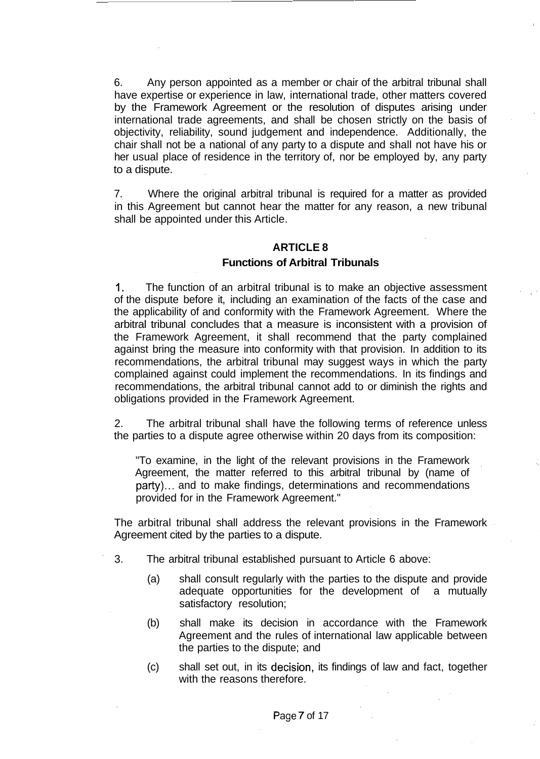6. Any person appointed as a member or chair of the arbitral tribunal shall have expertise or experience in law, international trade, other matters covered by the Framework Agreement or the resolution of disputes arising under international trade agreements, and shall be chosen strictly on the basis of objectivity, reliability, sound judgement and independence. Additionally, the chair shall not be a national of any party to a dispute and shall not have his or her usual place of residence in the territory of, nor be employed by, any party to a dispute.

7. Where the original arbitral tribunal is required for a matter as provided in this Agreement but cannot hear the matter for any reason, a new tribunal shall be appointed under this Article.

## ARTICLE 8

### Functions of Arbitral Tribunals

1. The function of an arbitral tribunal is to make an objective assessment of the dispute before it, including an examination of the facts of the case and the applicability of and conformity with the Framework Agreement. Where the arbitral tribunal concludes that a measure is inconsistent with a provision of the Framework Agreement, it shall recommend that the party complained against bring the measure into conformity with that provision. In addition to its recommendations, the arbitral tribunal may suggest ways in which the party complained against could implement the recommendations. In its findings and recommendations, the arbitral tribunal cannot add to or diminish the rights and obligations provided in the Framework Agreement.

2. The arbitral tribunal shall have the following terms of reference unless the parties to a dispute agree otherwise within 20 days from its composition:

> "To examine, in the light of the relevant provisions in the Framework Agreement, the matter referred to this arbitral tribunal by (name of party)... and to make findings, determinations and recommendations provided for in the Framework Agreement."

The arbitral tribunal shall address the relevant provisions in the Framework Agreement cited by the parties to a dispute.

3. The arbitral tribunal established pursuant to Article 6 above:

   (a) shall consult regularly with the parties to the dispute and provide adequate opportunities for the development of a mutually satisfactory resolution;

   (b) shall make its decision in accordance with the Framework Agreement and the rules of international law applicable between the parties to the dispute; and

   (c) shall set out, in its decision, its findings of law and fact, together with the reasons therefore.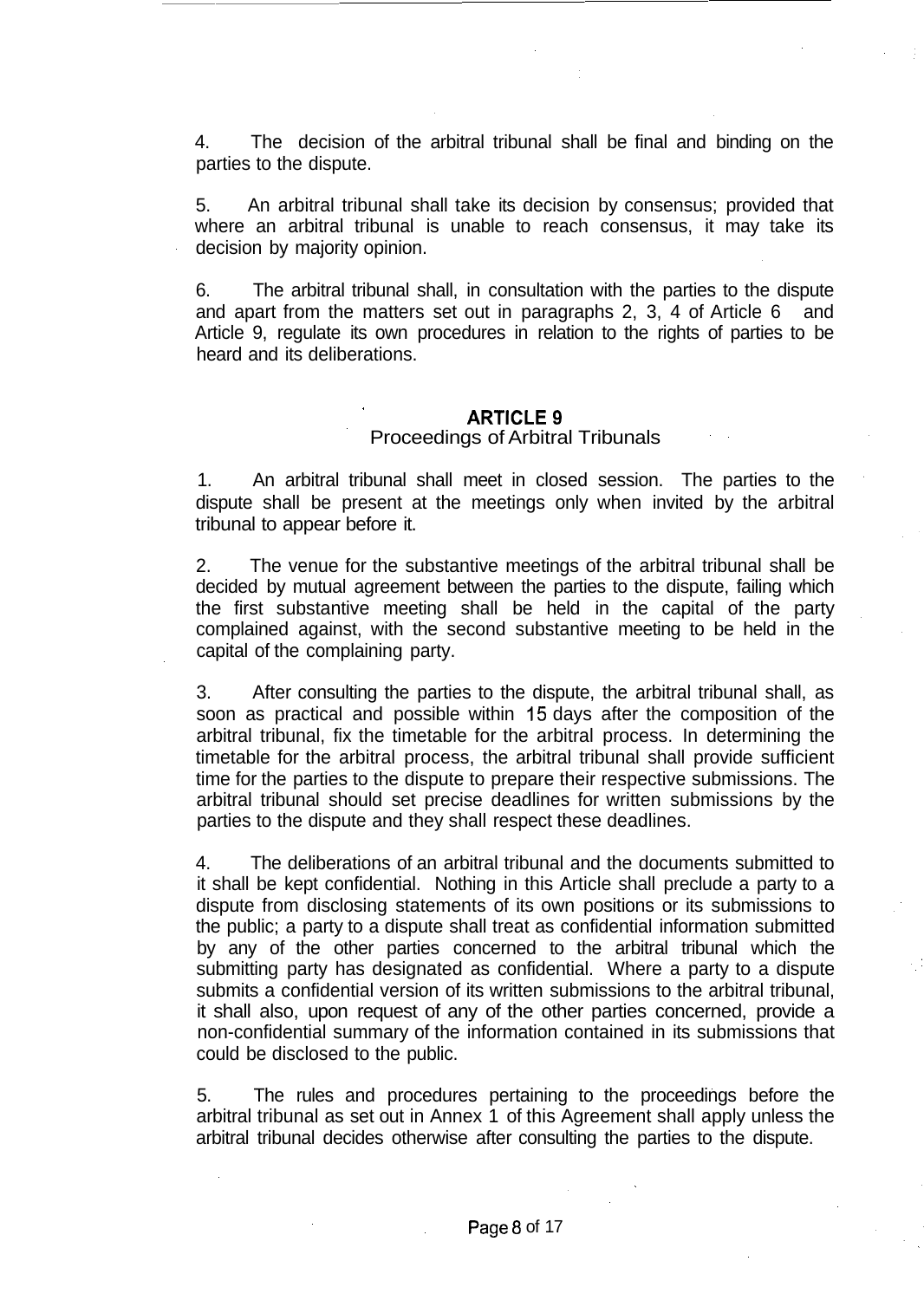4. The decision of the arbitral tribunal shall be final and binding on the parties to the dispute.

5. An arbitral tribunal shall take its decision by consensus; provided that where an arbitral tribunal is unable to reach consensus, it may take its decision by majority opinion.

6. The arbitral tribunal shall, in consultation with the parties to the dispute and apart from the matters set out in paragraphs 2, 3, 4 of Article 6 and Article 9, regulate its own procedures in relation to the rights of parties to be heard and its deliberations.

## ARTICLE 9
### Proceedings of Arbitral Tribunals

1. An arbitral tribunal shall meet in closed session. The parties to the dispute shall be present at the meetings only when invited by the arbitral tribunal to appear before it.

2. The venue for the substantive meetings of the arbitral tribunal shall be decided by mutual agreement between the parties to the dispute, failing which the first substantive meeting shall be held in the capital of the party complained against, with the second substantive meeting to be held in the capital of the complaining party.

3. After consulting the parties to the dispute, the arbitral tribunal shall, as soon as practical and possible within 15 days after the composition of the arbitral tribunal, fix the timetable for the arbitral process. In determining the timetable for the arbitral process, the arbitral tribunal shall provide sufficient time for the parties to the dispute to prepare their respective submissions. The arbitral tribunal should set precise deadlines for written submissions by the parties to the dispute and they shall respect these deadlines.

4. The deliberations of an arbitral tribunal and the documents submitted to it shall be kept confidential. Nothing in this Article shall preclude a party to a dispute from disclosing statements of its own positions or its submissions to the public; a party to a dispute shall treat as confidential information submitted by any of the other parties concerned to the arbitral tribunal which the submitting party has designated as confidential. Where a party to a dispute submits a confidential version of its written submissions to the arbitral tribunal, it shall also, upon request of any of the other parties concerned, provide a non-confidential summary of the information contained in its submissions that could be disclosed to the public.

5. The rules and procedures pertaining to the proceedings before the arbitral tribunal as set out in Annex 1 of this Agreement shall apply unless the arbitral tribunal decides otherwise after consulting the parties to the dispute.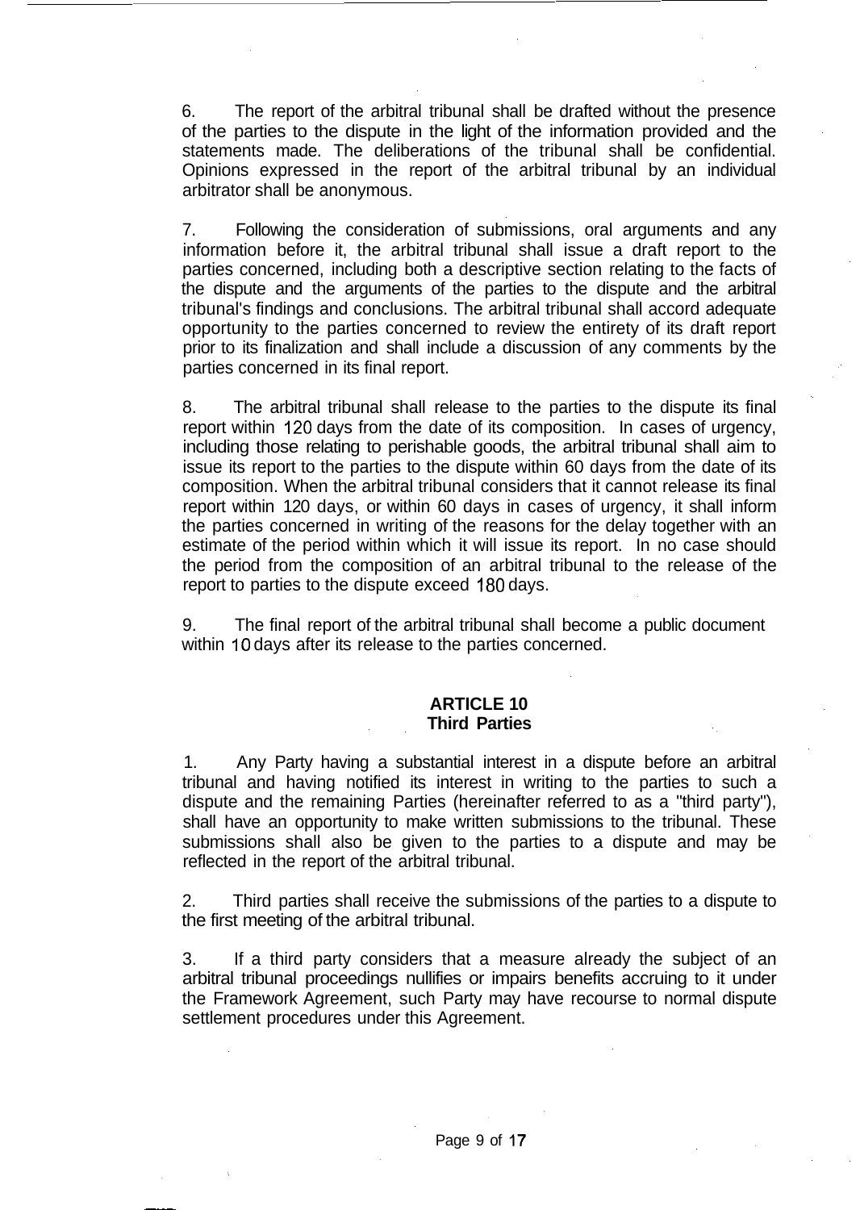6. The report of the arbitral tribunal shall be drafted without the presence of the parties to the dispute in the light of the information provided and the statements made. The deliberations of the tribunal shall be confidential. Opinions expressed in the report of the arbitral tribunal by an individual arbitrator shall be anonymous.

7. Following the consideration of submissions, oral arguments and any information before it, the arbitral tribunal shall issue a draft report to the parties concerned, including both a descriptive section relating to the facts of the dispute and the arguments of the parties to the dispute and the arbitral tribunal's findings and conclusions. The arbitral tribunal shall accord adequate opportunity to the parties concerned to review the entirety of its draft report prior to its finalization and shall include a discussion of any comments by the parties concerned in its final report.

8. The arbitral tribunal shall release to the parties to the dispute its final report within 120 days from the date of its composition. In cases of urgency, including those relating to perishable goods, the arbitral tribunal shall aim to issue its report to the parties to the dispute within 60 days from the date of its composition. When the arbitral tribunal considers that it cannot release its final report within 120 days, or within 60 days in cases of urgency, it shall inform the parties concerned in writing of the reasons for the delay together with an estimate of the period within which it will issue its report. In no case should the period from the composition of an arbitral tribunal to the release of the report to parties to the dispute exceed 180 days.

9. The final report of the arbitral tribunal shall become a public document within 10 days after its release to the parties concerned.

## ARTICLE 10
## Third Parties

1. Any Party having a substantial interest in a dispute before an arbitral tribunal and having notified its interest in writing to the parties to such a dispute and the remaining Parties (hereinafter referred to as a "third party"), shall have an opportunity to make written submissions to the tribunal. These submissions shall also be given to the parties to a dispute and may be reflected in the report of the arbitral tribunal.

2. Third parties shall receive the submissions of the parties to a dispute to the first meeting of the arbitral tribunal.

3. If a third party considers that a measure already the subject of an arbitral tribunal proceedings nullifies or impairs benefits accruing to it under the Framework Agreement, such Party may have recourse to normal dispute settlement procedures under this Agreement.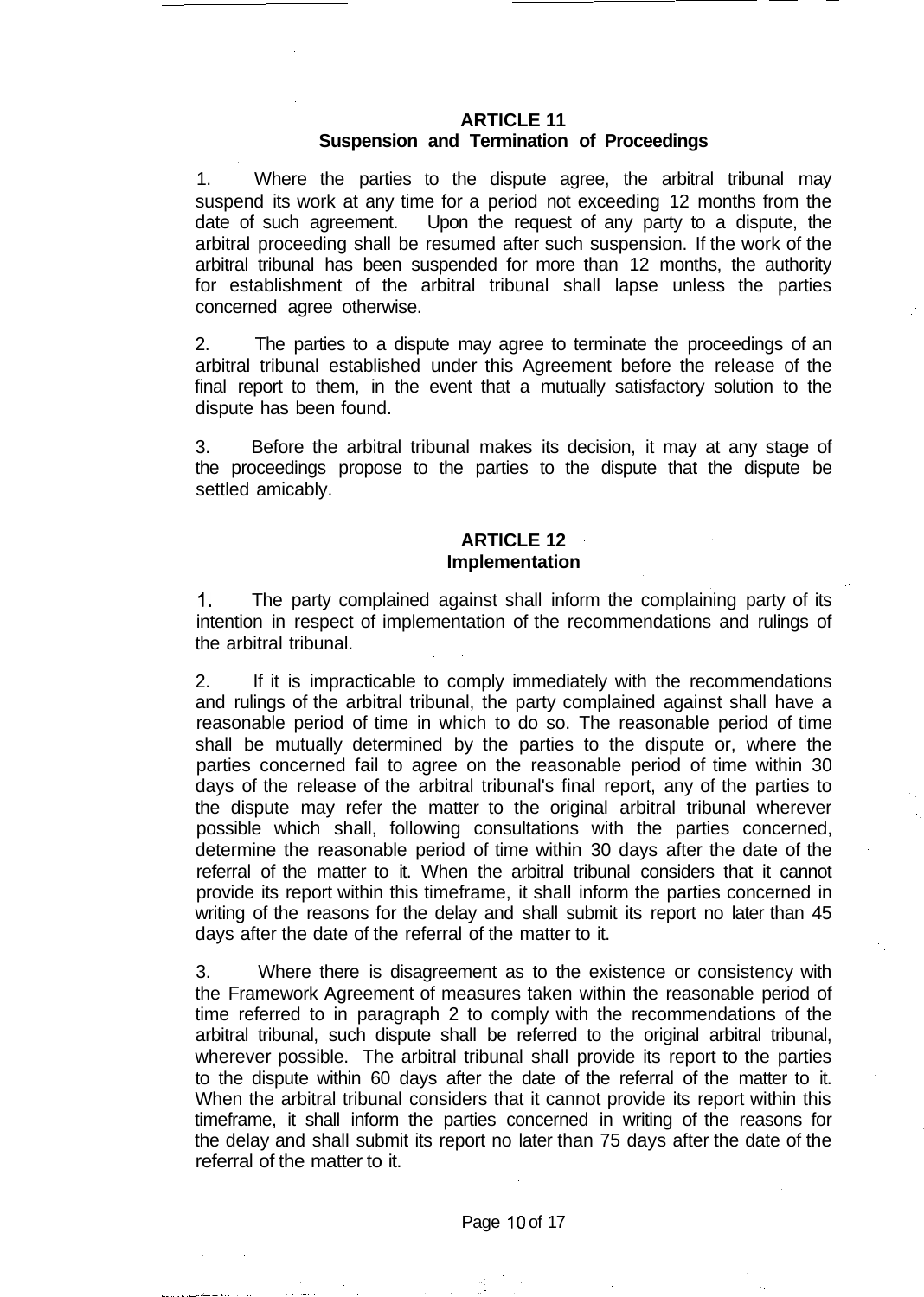## ARTICLE 11
## Suspension and Termination of Proceedings

1. Where the parties to the dispute agree, the arbitral tribunal may suspend its work at any time for a period not exceeding 12 months from the date of such agreement. Upon the request of any party to a dispute, the arbitral proceeding shall be resumed after such suspension. If the work of the arbitral tribunal has been suspended for more than 12 months, the authority for establishment of the arbitral tribunal shall lapse unless the parties concerned agree otherwise.

2. The parties to a dispute may agree to terminate the proceedings of an arbitral tribunal established under this Agreement before the release of the final report to them, in the event that a mutually satisfactory solution to the dispute has been found.

3. Before the arbitral tribunal makes its decision, it may at any stage of the proceedings propose to the parties to the dispute that the dispute be settled amicably.

## ARTICLE 12
## Implementation

1. The party complained against shall inform the complaining party of its intention in respect of implementation of the recommendations and rulings of the arbitral tribunal.

2. If it is impracticable to comply immediately with the recommendations and rulings of the arbitral tribunal, the party complained against shall have a reasonable period of time in which to do so. The reasonable period of time shall be mutually determined by the parties to the dispute or, where the parties concerned fail to agree on the reasonable period of time within 30 days of the release of the arbitral tribunal's final report, any of the parties to the dispute may refer the matter to the original arbitral tribunal wherever possible which shall, following consultations with the parties concerned, determine the reasonable period of time within 30 days after the date of the referral of the matter to it. When the arbitral tribunal considers that it cannot provide its report within this timeframe, it shall inform the parties concerned in writing of the reasons for the delay and shall submit its report no later than 45 days after the date of the referral of the matter to it.

3. Where there is disagreement as to the existence or consistency with the Framework Agreement of measures taken within the reasonable period of time referred to in paragraph 2 to comply with the recommendations of the arbitral tribunal, such dispute shall be referred to the original arbitral tribunal, wherever possible. The arbitral tribunal shall provide its report to the parties to the dispute within 60 days after the date of the referral of the matter to it. When the arbitral tribunal considers that it cannot provide its report within this timeframe, it shall inform the parties concerned in writing of the reasons for the delay and shall submit its report no later than 75 days after the date of the referral of the matter to it.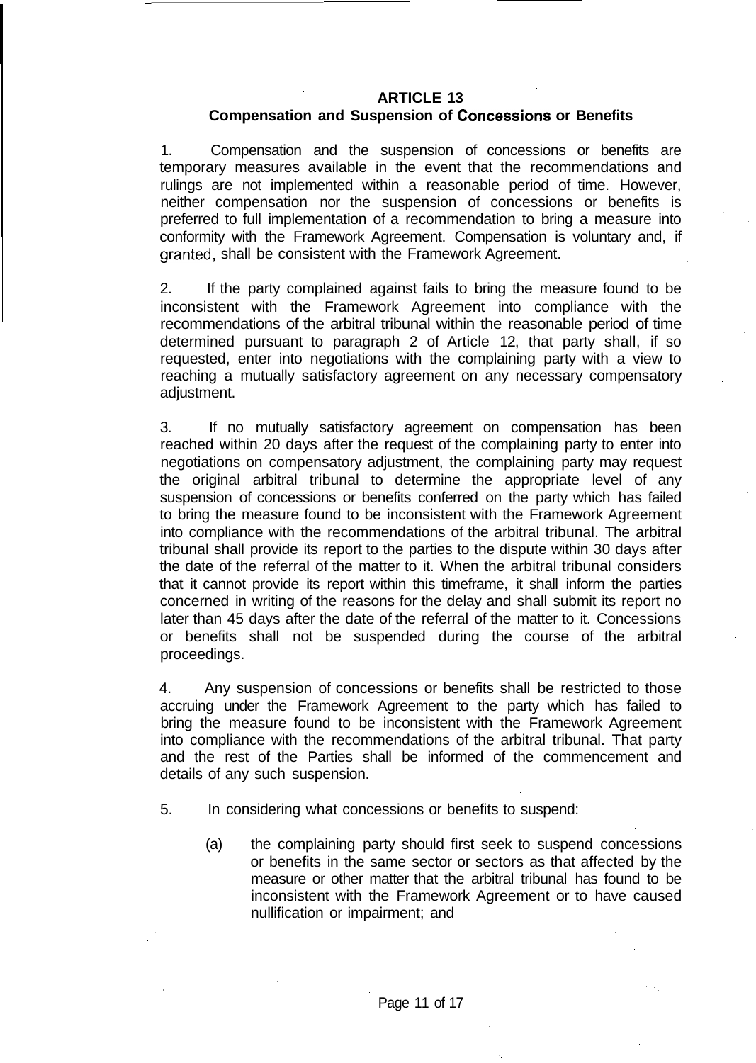## ARTICLE 13
### Compensation and Suspension of Concessions or Benefits

1. Compensation and the suspension of concessions or benefits are temporary measures available in the event that the recommendations and rulings are not implemented within a reasonable period of time. However, neither compensation nor the suspension of concessions or benefits is preferred to full implementation of a recommendation to bring a measure into conformity with the Framework Agreement. Compensation is voluntary and, if granted, shall be consistent with the Framework Agreement.

2. If the party complained against fails to bring the measure found to be inconsistent with the Framework Agreement into compliance with the recommendations of the arbitral tribunal within the reasonable period of time determined pursuant to paragraph 2 of Article 12, that party shall, if so requested, enter into negotiations with the complaining party with a view to reaching a mutually satisfactory agreement on any necessary compensatory adjustment.

3. If no mutually satisfactory agreement on compensation has been reached within 20 days after the request of the complaining party to enter into negotiations on compensatory adjustment, the complaining party may request the original arbitral tribunal to determine the appropriate level of any suspension of concessions or benefits conferred on the party which has failed to bring the measure found to be inconsistent with the Framework Agreement into compliance with the recommendations of the arbitral tribunal. The arbitral tribunal shall provide its report to the parties to the dispute within 30 days after the date of the referral of the matter to it. When the arbitral tribunal considers that it cannot provide its report within this timeframe, it shall inform the parties concerned in writing of the reasons for the delay and shall submit its report no later than 45 days after the date of the referral of the matter to it. Concessions or benefits shall not be suspended during the course of the arbitral proceedings.

4. Any suspension of concessions or benefits shall be restricted to those accruing under the Framework Agreement to the party which has failed to bring the measure found to be inconsistent with the Framework Agreement into compliance with the recommendations of the arbitral tribunal. That party and the rest of the Parties shall be informed of the commencement and details of any such suspension.

5. In considering what concessions or benefits to suspend:

   (a) the complaining party should first seek to suspend concessions or benefits in the same sector or sectors as that affected by the measure or other matter that the arbitral tribunal has found to be inconsistent with the Framework Agreement or to have caused nullification or impairment; and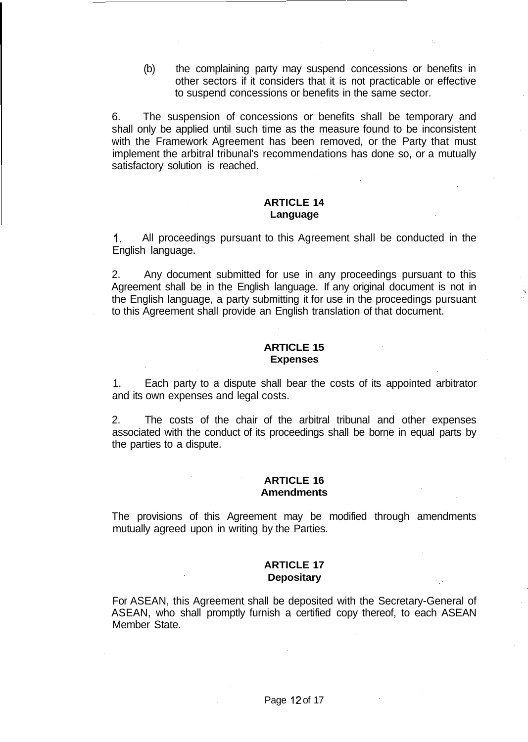(b) the complaining party may suspend concessions or benefits in other sectors if it considers that it is not practicable or effective to suspend concessions or benefits in the same sector.

6. The suspension of concessions or benefits shall be temporary and shall only be applied until such time as the measure found to be inconsistent with the Framework Agreement has been removed, or the Party that must implement the arbitral tribunal's recommendations has done so, or a mutually satisfactory solution is reached.

**ARTICLE 14**
**Language**

1. All proceedings pursuant to this Agreement shall be conducted in the English language.

2. Any document submitted for use in any proceedings pursuant to this Agreement shall be in the English language. If any original document is not in the English language, a party submitting it for use in the proceedings pursuant to this Agreement shall provide an English translation of that document.

**ARTICLE 15**
**Expenses**

1. Each party to a dispute shall bear the costs of its appointed arbitrator and its own expenses and legal costs.

2. The costs of the chair of the arbitral tribunal and other expenses associated with the conduct of its proceedings shall be borne in equal parts by the parties to a dispute.

**ARTICLE 16**
**Amendments**

The provisions of this Agreement may be modified through amendments mutually agreed upon in writing by the Parties.

**ARTICLE 17**
**Depositary**

For ASEAN, this Agreement shall be deposited with the Secretary-General of ASEAN, who shall promptly furnish a certified copy thereof, to each ASEAN Member State.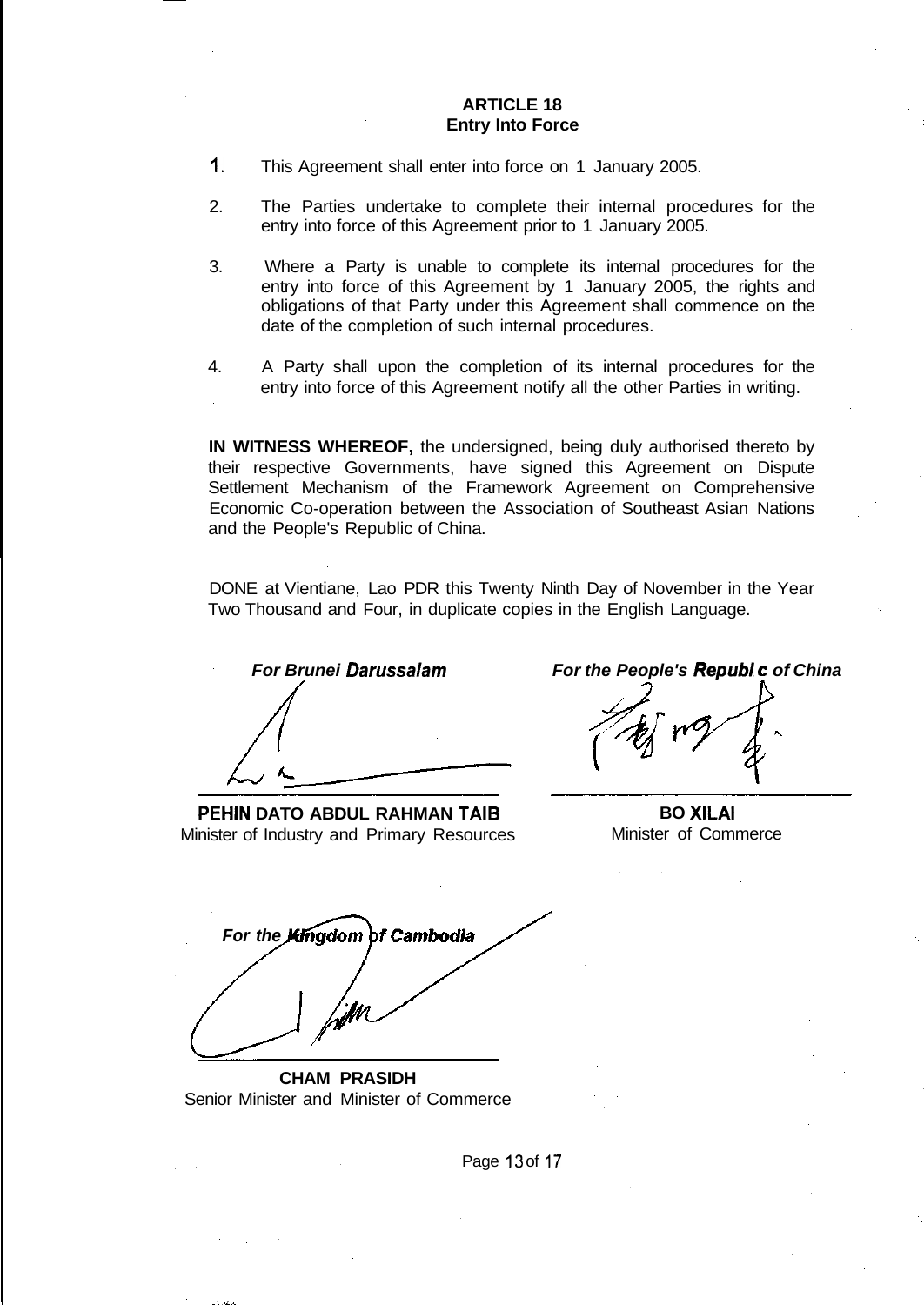**ARTICLE 18**
**Entry Into Force**

1. This Agreement shall enter into force on 1 January 2005.

2. The Parties undertake to complete their internal procedures for the entry into force of this Agreement prior to 1 January 2005.

3. Where a Party is unable to complete its internal procedures for the entry into force of this Agreement by 1 January 2005, the rights and obligations of that Party under this Agreement shall commence on the date of the completion of such internal procedures.

4. A Party shall upon the completion of its internal procedures for the entry into force of this Agreement notify all the other Parties in writing.

**IN WITNESS WHEREOF,** the undersigned, being duly authorised thereto by their respective Governments, have signed this Agreement on Dispute Settlement Mechanism of the Framework Agreement on Comprehensive Economic Co-operation between the Association of Southeast Asian Nations and the People's Republic of China.

DONE at Vientiane, Lao PDR this Twenty Ninth Day of November in the Year Two Thousand and Four, in duplicate copies in the English Language.

| ***For Brunei Darussalam*** | ***For the People's Republic of China*** |
|---|---|
| **PEHIN DATO ABDUL RAHMAN TAIB** | **BO XILAI** |
| Minister of Industry and Primary Resources | Minister of Commerce |

***For the Kingdom of Cambodia***

**CHAM PRASIDH**
Senior Minister and Minister of Commerce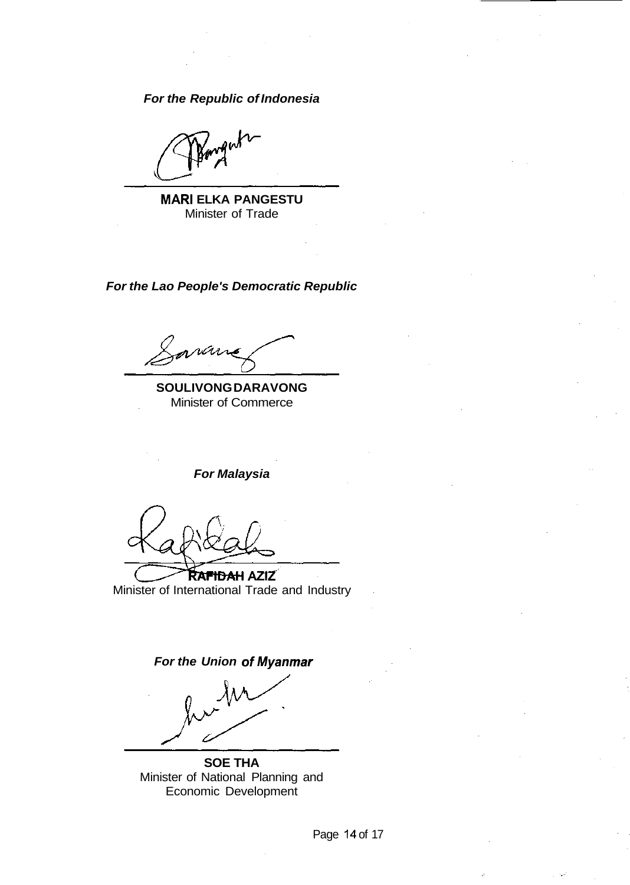***For the Republic of Indonesia***

**MARI ELKA PANGESTU**
Minister of Trade

***For the Lao People's Democratic Republic***

**SOULIVONG DARAVONG**
Minister of Commerce

***For Malaysia***

**RAFIDAH AZIZ**
Minister of International Trade and Industry

***For the Union of Myanmar***

**SOE THA**
Minister of National Planning and Economic Development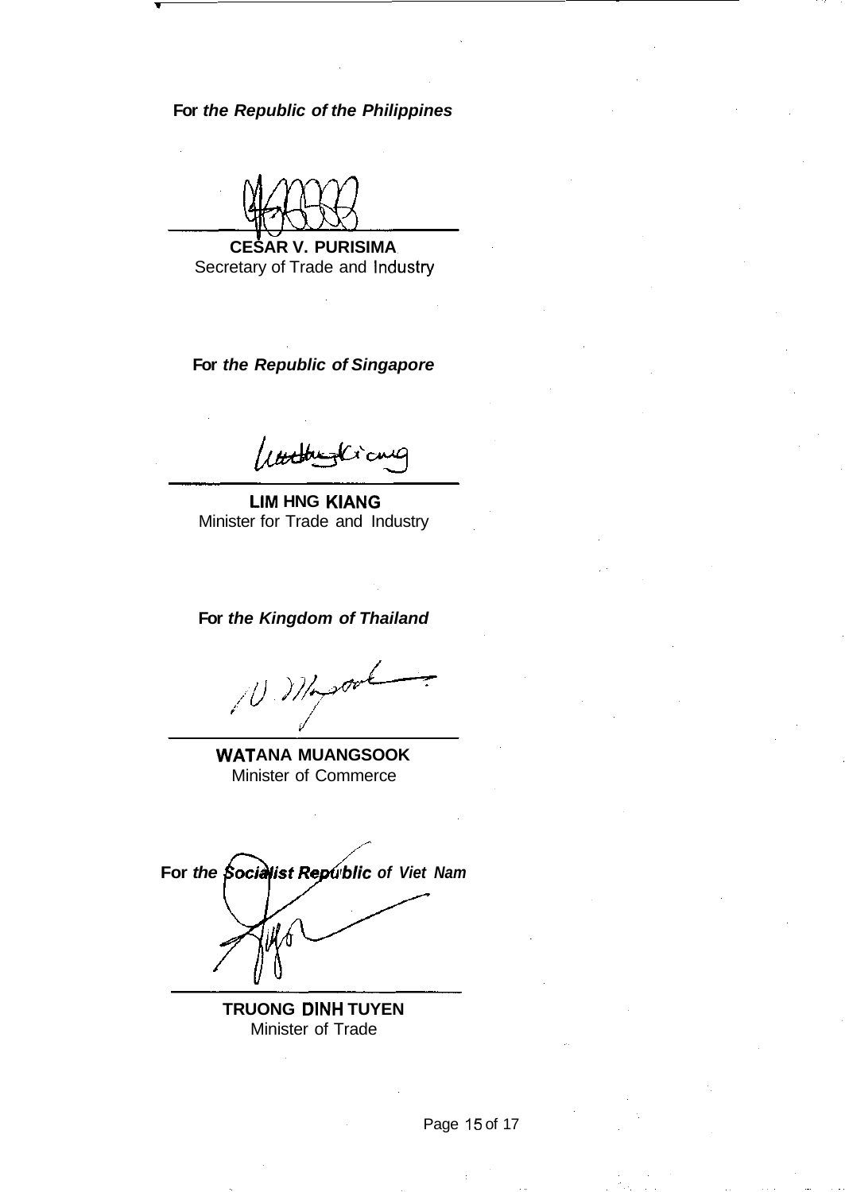**For *the Republic of the Philippines***

**CESAR V. PURISIMA**
Secretary of Trade and Industry

**For *the Republic of Singapore***

**LIM HNG KIANG**
Minister for Trade and Industry

**For *the Kingdom of Thailand***

**WATANA MUANGSOOK**
Minister of Commerce

**For *the Socialist Republic of Viet Nam***

**TRUONG DINH TUYEN**
Minister of Trade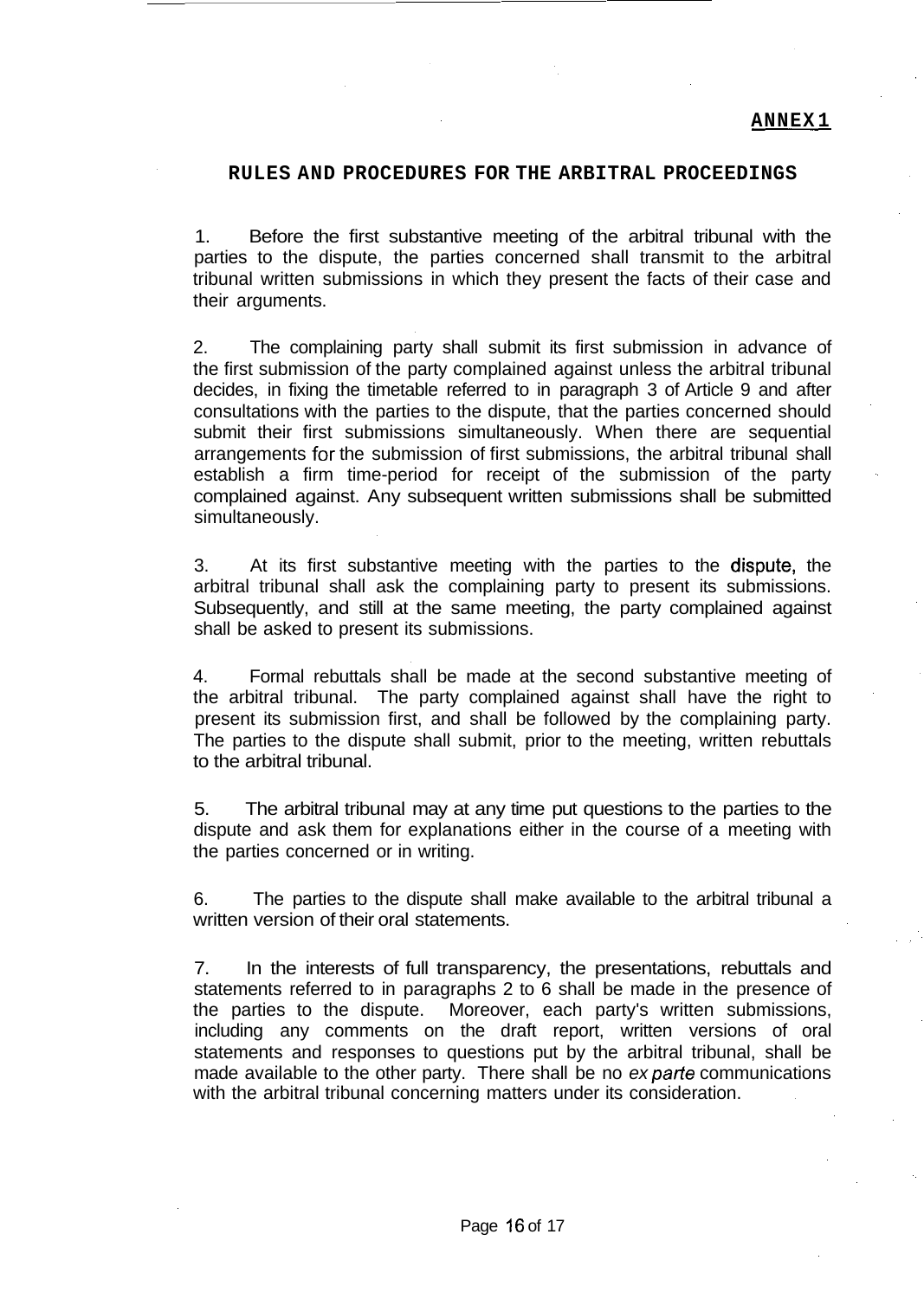**ANNEX 1**

## RULES AND PROCEDURES FOR THE ARBITRAL PROCEEDINGS

1. Before the first substantive meeting of the arbitral tribunal with the parties to the dispute, the parties concerned shall transmit to the arbitral tribunal written submissions in which they present the facts of their case and their arguments.

2. The complaining party shall submit its first submission in advance of the first submission of the party complained against unless the arbitral tribunal decides, in fixing the timetable referred to in paragraph 3 of Article 9 and after consultations with the parties to the dispute, that the parties concerned should submit their first submissions simultaneously. When there are sequential arrangements for the submission of first submissions, the arbitral tribunal shall establish a firm time-period for receipt of the submission of the party complained against. Any subsequent written submissions shall be submitted simultaneously.

3. At its first substantive meeting with the parties to the dispute, the arbitral tribunal shall ask the complaining party to present its submissions. Subsequently, and still at the same meeting, the party complained against shall be asked to present its submissions.

4. Formal rebuttals shall be made at the second substantive meeting of the arbitral tribunal. The party complained against shall have the right to present its submission first, and shall be followed by the complaining party. The parties to the dispute shall submit, prior to the meeting, written rebuttals to the arbitral tribunal.

5. The arbitral tribunal may at any time put questions to the parties to the dispute and ask them for explanations either in the course of a meeting with the parties concerned or in writing.

6. The parties to the dispute shall make available to the arbitral tribunal a written version of their oral statements.

7. In the interests of full transparency, the presentations, rebuttals and statements referred to in paragraphs 2 to 6 shall be made in the presence of the parties to the dispute. Moreover, each party's written submissions, including any comments on the draft report, written versions of oral statements and responses to questions put by the arbitral tribunal, shall be made available to the other party. There shall be no *ex parte* communications with the arbitral tribunal concerning matters under its consideration.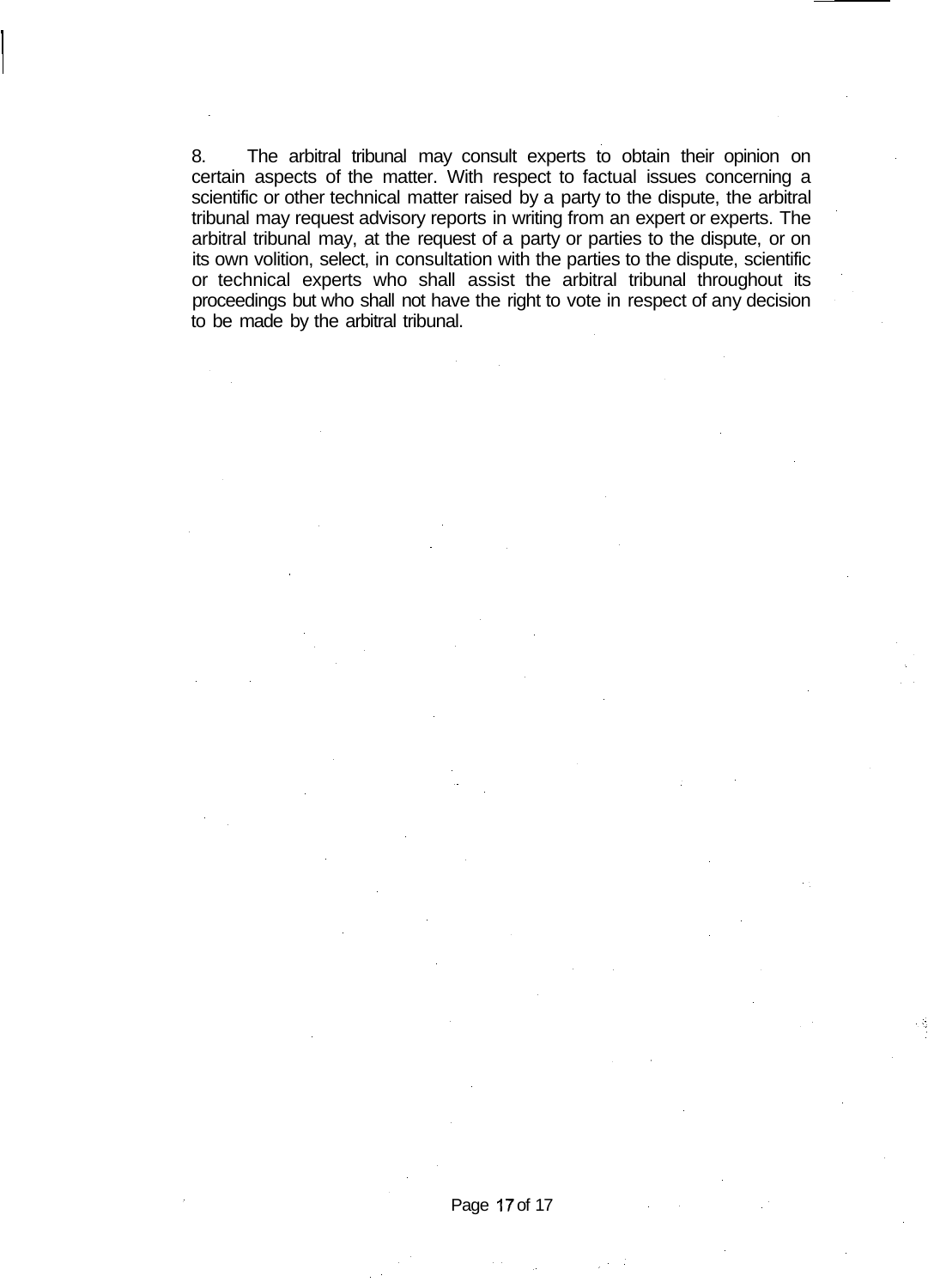8. The arbitral tribunal may consult experts to obtain their opinion on certain aspects of the matter. With respect to factual issues concerning a scientific or other technical matter raised by a party to the dispute, the arbitral tribunal may request advisory reports in writing from an expert or experts. The arbitral tribunal may, at the request of a party or parties to the dispute, or on its own volition, select, in consultation with the parties to the dispute, scientific or technical experts who shall assist the arbitral tribunal throughout its proceedings but who shall not have the right to vote in respect of any decision to be made by the arbitral tribunal.